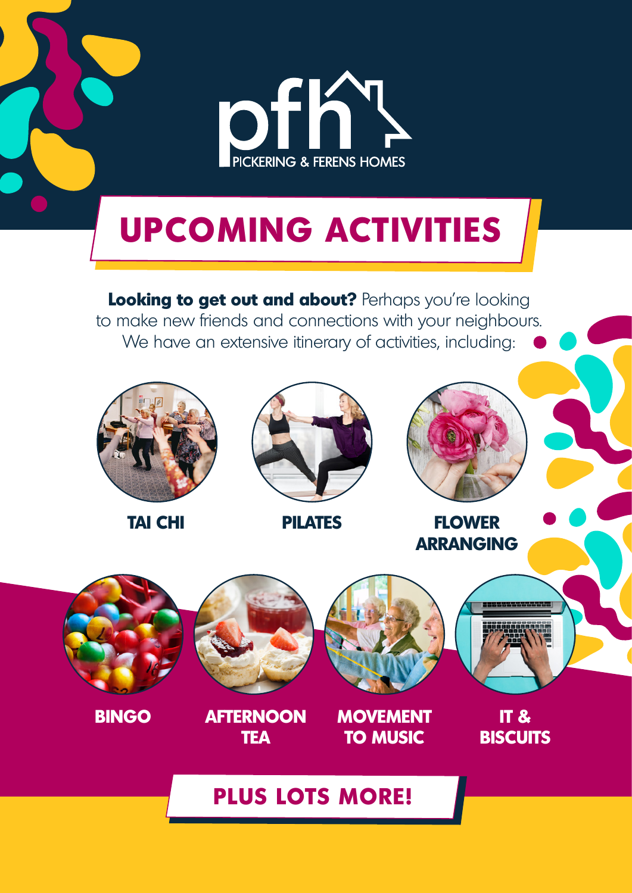PICKERING & FERENS HOMES

# UPCOMING ACTIVITIES

**Looking to get out and about?** Perhaps you're looking to make new friends and connections with your neighbours. We have an extensive itinerary of activities, including:

- **TAI CHI**
- **PILATES**
- **FLOWER ARRANGING**
- **BINGO**
- **AFTERNOON TEA**
- **MOVEMENT TO MUSIC**
- **IT & BISCUITS**

## PLUS LOTS MORE!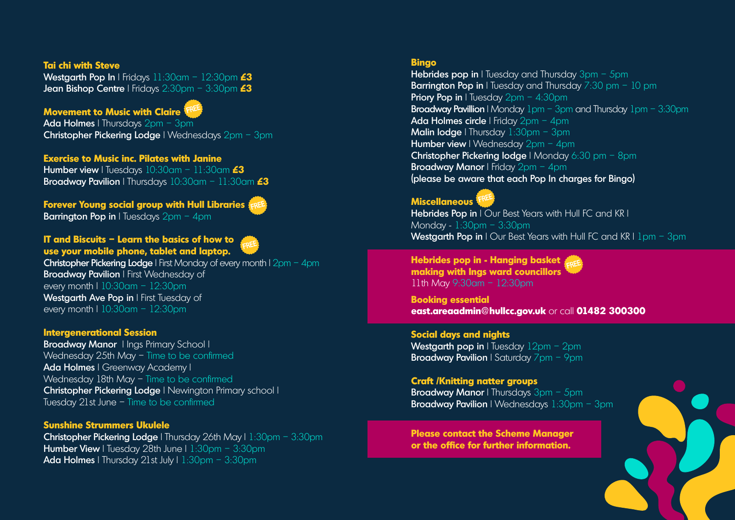### Tai chi with Steve

**Westgarth Pop In** | Fridays 11:30am – 12:30pm **£3**
**Jean Bishop Centre** | Fridays 2:30pm – 3:30pm **£3**

### Movement to Music with Claire FREE

**Ada Holmes** | Thursdays 2pm – 3pm
**Christopher Pickering Lodge** | Wednesdays 2pm – 3pm

### Exercise to Music inc. Pilates with Janine

**Humber view** | Tuesdays 10:30am – 11:30am **£3**
**Broadway Pavilion** | Thursdays 10:30am – 11:30am **£3**

### Forever Young social group with Hull Libraries FREE

**Barrington Pop in** | Tuesdays 2pm – 4pm

### IT and Biscuits – Learn the basics of how to use your mobile phone, tablet and laptop. FREE

**Christopher Pickering Lodge** | First Monday of every month | 2pm – 4pm
**Broadway Pavilion** | First Wednesday of every month | 10:30am – 12:30pm
**Westgarth Ave Pop in** | First Tuesday of every month | 10:30am – 12:30pm

### Intergenerational Session

**Broadway Manor** | Ings Primary School | Wednesday 25th May – Time to be confirmed
**Ada Holmes** | Greenway Academy | Wednesday 18th May – Time to be confirmed
**Christopher Pickering Lodge** | Newington Primary school | Tuesday 21st June – Time to be confirmed

### Sunshine Strummers Ukulele

**Christopher Pickering Lodge** | Thursday 26th May | 1:30pm – 3:30pm
**Humber View** | Tuesday 28th June | 1:30pm – 3:30pm
**Ada Holmes** | Thursday 21st July | 1:30pm – 3:30pm

### Bingo

**Hebrides pop in** | Tuesday and Thursday 3pm – 5pm
**Barrington Pop in** | Tuesday and Thursday 7:30 pm – 10 pm
**Priory Pop in** | Tuesday 2pm – 4:30pm
**Broadway Pavillion** | Monday 1pm – 3pm and Thursday 1pm – 3:30pm
**Ada Holmes circle** | Friday 2pm – 4pm
**Malin lodge** | Thursday 1:30pm – 3pm
**Humber view** | Wednesday 2pm – 4pm
**Christopher Pickering lodge** | Monday 6:30 pm – 8pm
**Broadway Manor** | Friday 2pm – 4pm
**(please be aware that each Pop In charges for Bingo)**

### Miscellaneous FREE

**Hebrides Pop in** | Our Best Years with Hull FC and KR | Monday - 1:30pm – 3:30pm
**Westgarth Pop in** | Our Best Years with Hull FC and KR | 1pm – 3pm

### Hebrides pop in - Hanging basket making with Ings ward councillors FREE

11th May 9:30am – 12:30pm

**Booking essential**
**east.areaadmin@hullcc.gov.uk** or call **01482 300300**

### Social days and nights

**Westgarth pop in** | Tuesday 12pm – 2pm
**Broadway Pavilion** | Saturday 7pm – 9pm

### Craft /Knitting natter groups

**Broadway Manor** | Thursdays 3pm – 5pm
**Broadway Pavilion** | Wednesdays 1:30pm – 3pm

**Please contact the Scheme Manager or the office for further information.**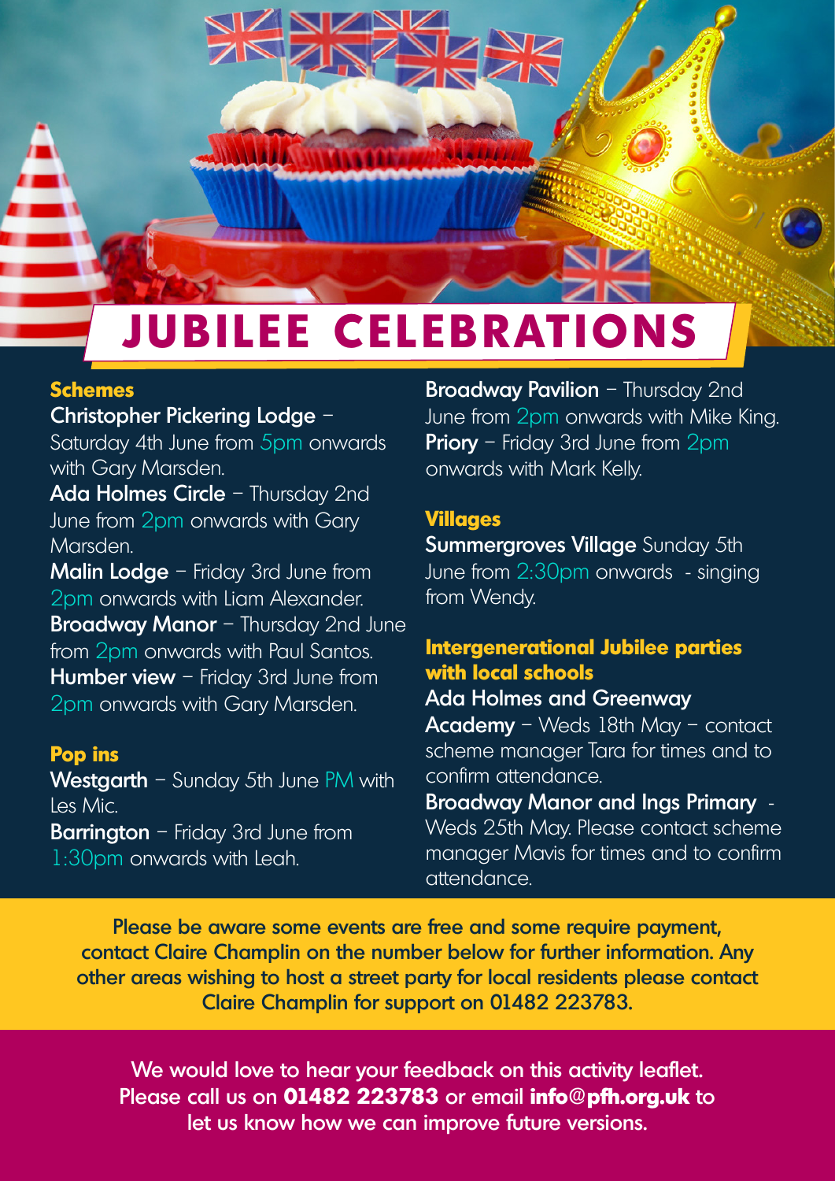# JUBILEE CELEBRATIONS

## Schemes

**Christopher Pickering Lodge** – Saturday 4th June from 5pm onwards with Gary Marsden.

**Ada Holmes Circle** – Thursday 2nd June from 2pm onwards with Gary Marsden.

**Malin Lodge** – Friday 3rd June from 2pm onwards with Liam Alexander.

**Broadway Manor** – Thursday 2nd June from 2pm onwards with Paul Santos.

**Humber view** – Friday 3rd June from 2pm onwards with Gary Marsden.

## Pop ins

**Westgarth** – Sunday 5th June PM with Les Mic.

**Barrington** – Friday 3rd June from 1:30pm onwards with Leah.

**Broadway Pavilion** – Thursday 2nd June from 2pm onwards with Mike King.

**Priory** – Friday 3rd June from 2pm onwards with Mark Kelly.

## Villages

**Summergroves Village** Sunday 5th June from 2:30pm onwards - singing from Wendy.

## Intergenerational Jubilee parties with local schools

**Ada Holmes and Greenway Academy** – Weds 18th May – contact scheme manager Tara for times and to confirm attendance.

**Broadway Manor and Ings Primary** - Weds 25th May. Please contact scheme manager Mavis for times and to confirm attendance.

**Please be aware some events are free and some require payment, contact Claire Champlin on the number below for further information. Any other areas wishing to host a street party for local residents please contact Claire Champlin for support on 01482 223783.**

We would love to hear your feedback on this activity leaflet. Please call us on **01482 223783** or email **info@pfh.org.uk** to let us know how we can improve future versions.